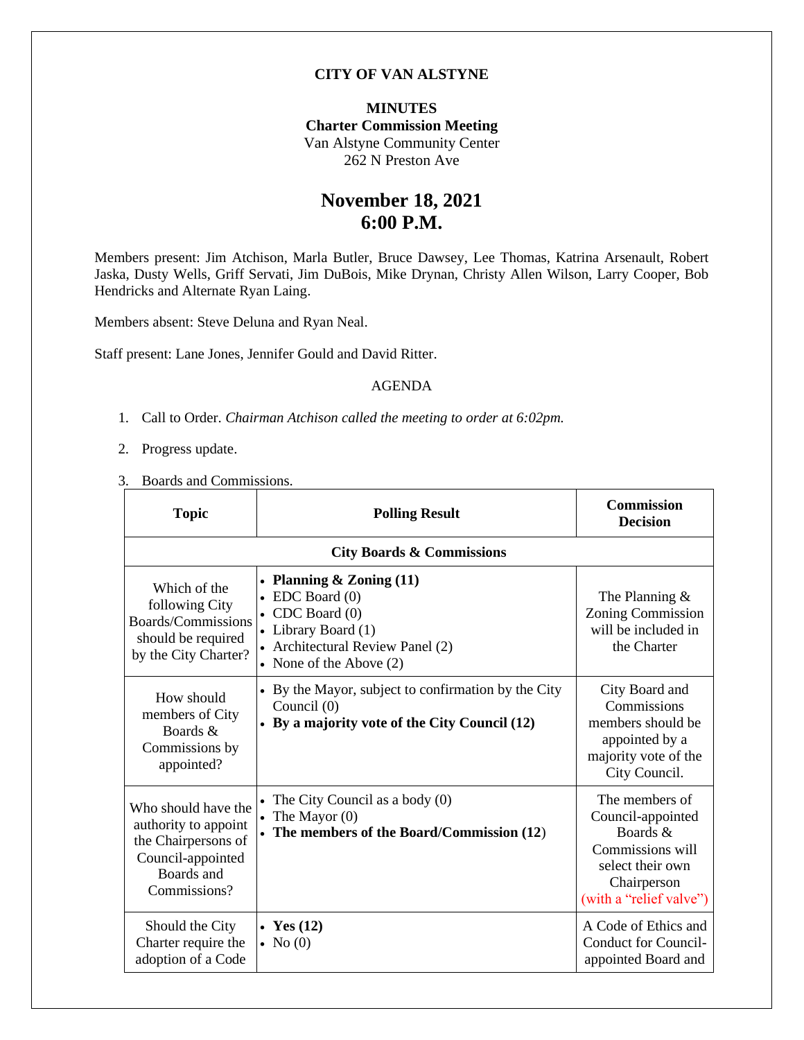**CITY OF VAN ALSTYNE**

**MINUTES**
**Charter Commission Meeting**
Van Alstyne Community Center
262 N Preston Ave

# November 18, 2021
# 6:00 P.M.

Members present: Jim Atchison, Marla Butler, Bruce Dawsey, Lee Thomas, Katrina Arsenault, Robert Jaska, Dusty Wells, Griff Servati, Jim DuBois, Mike Drynan, Christy Allen Wilson, Larry Cooper, Bob Hendricks and Alternate Ryan Laing.

Members absent: Steve Deluna and Ryan Neal.

Staff present: Lane Jones, Jennifer Gould and David Ritter.

AGENDA

1. Call to Order. *Chairman Atchison called the meeting to order at 6:02pm.*

2. Progress update.

3. Boards and Commissions.

| Topic | Polling Result | Commission Decision |
|---|---|---|
| **City Boards & Commissions** | | |
| Which of the following City Boards/Commissions should be required by the City Charter? | • **Planning & Zoning (11)**<br>• EDC Board (0)<br>• CDC Board (0)<br>• Library Board (1)<br>• Architectural Review Panel (2)<br>• None of the Above (2) | The Planning & Zoning Commission will be included in the Charter |
| How should members of City Boards & Commissions by appointed? | • By the Mayor, subject to confirmation by the City Council (0)<br>• **By a majority vote of the City Council (12)** | City Board and Commissions members should be appointed by a majority vote of the City Council. |
| Who should have the authority to appoint the Chairpersons of Council-appointed Boards and Commissions? | • The City Council as a body (0)<br>• The Mayor (0)<br>• **The members of the Board/Commission (12)** | The members of Council-appointed Boards & Commissions will select their own Chairperson (with a "relief valve") |
| Should the City Charter require the adoption of a Code | • **Yes (12)**<br>• No (0) | A Code of Ethics and Conduct for Council-appointed Board and |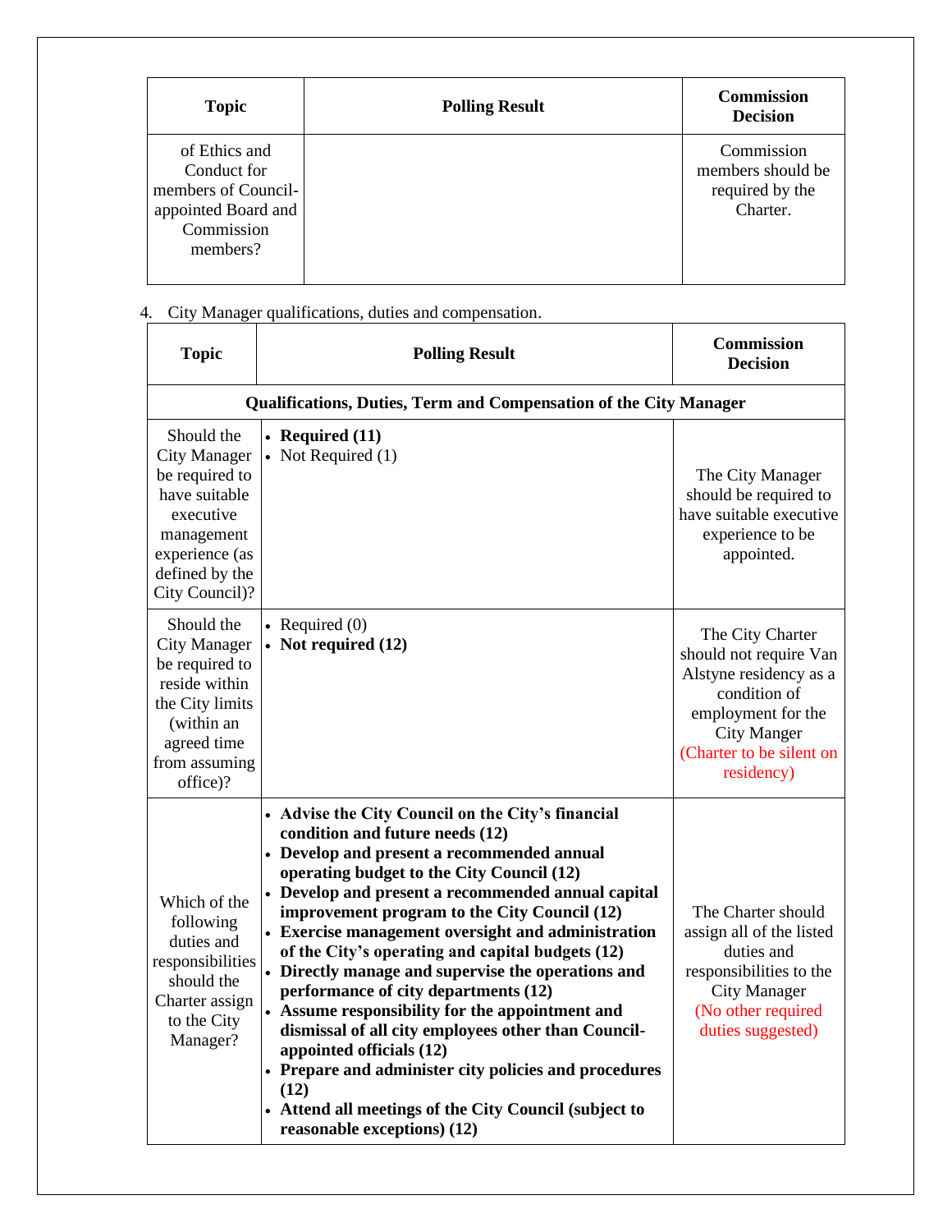| Topic | Polling Result | Commission Decision |
|---|---|---|
| of Ethics and Conduct for members of Council-appointed Board and Commission members? | | Commission members should be required by the Charter. |

4. City Manager qualifications, duties and compensation.

| Topic | Polling Result | Commission Decision |
|---|---|---|
| **Qualifications, Duties, Term and Compensation of the City Manager** | | |
| Should the City Manager be required to have suitable executive management experience (as defined by the City Council)? | • **Required (11)**<br>• Not Required (1) | The City Manager should be required to have suitable executive experience to be appointed. |
| Should the City Manager be required to reside within the City limits (within an agreed time from assuming office)? | • Required (0)<br>• **Not required (12)** | The City Charter should not require Van Alstyne residency as a condition of employment for the City Manger (Charter to be silent on residency) |
| Which of the following duties and responsibilities should the Charter assign to the City Manager? | • **Advise the City Council on the City's financial condition and future needs (12)**<br>• **Develop and present a recommended annual operating budget to the City Council (12)**<br>• **Develop and present a recommended annual capital improvement program to the City Council (12)**<br>• **Exercise management oversight and administration of the City's operating and capital budgets (12)**<br>• **Directly manage and supervise the operations and performance of city departments (12)**<br>• **Assume responsibility for the appointment and dismissal of all city employees other than Council-appointed officials (12)**<br>• **Prepare and administer city policies and procedures (12)**<br>• **Attend all meetings of the City Council (subject to reasonable exceptions) (12)** | The Charter should assign all of the listed duties and responsibilities to the City Manager (No other required duties suggested) |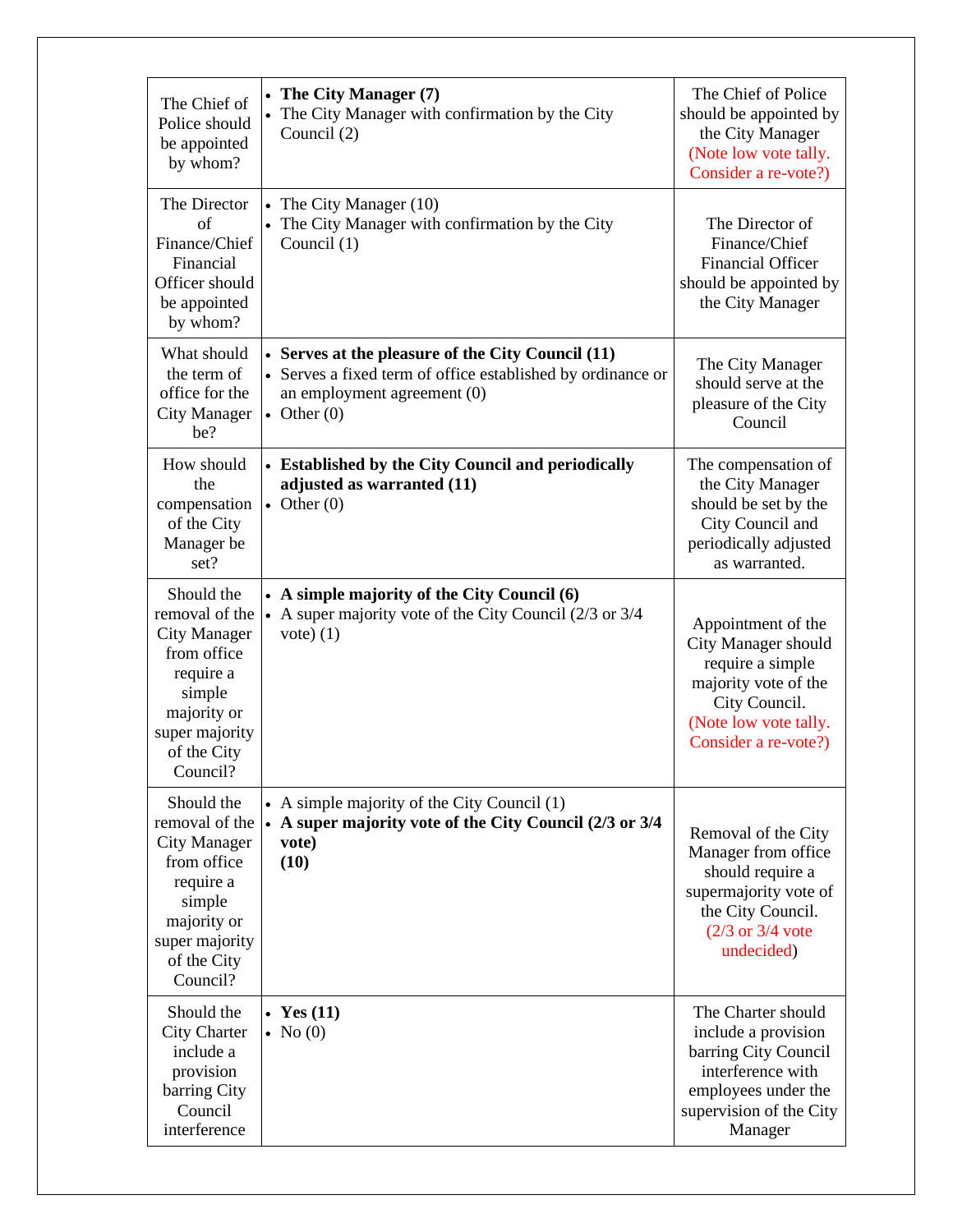| | | |
|---|---|---|
| The Chief of Police should be appointed by whom? | • **The City Manager (7)**<br>• The City Manager with confirmation by the City Council (2) | The Chief of Police should be appointed by the City Manager (Note low vote tally. Consider a re-vote?) |
| The Director of Finance/Chief Financial Officer should be appointed by whom? | • The City Manager (10)<br>• The City Manager with confirmation by the City Council (1) | The Director of Finance/Chief Financial Officer should be appointed by the City Manager |
| What should the term of office for the City Manager be? | • **Serves at the pleasure of the City Council (11)**<br>• Serves a fixed term of office established by ordinance or an employment agreement (0)<br>• Other (0) | The City Manager should serve at the pleasure of the City Council |
| How should the compensation of the City Manager be set? | • **Established by the City Council and periodically adjusted as warranted (11)**<br>• Other (0) | The compensation of the City Manager should be set by the City Council and periodically adjusted as warranted. |
| Should the removal of the City Manager from office require a simple majority or super majority of the City Council? | • **A simple majority of the City Council (6)**<br>• A super majority vote of the City Council (2/3 or 3/4 vote) (1) | Appointment of the City Manager should require a simple majority vote of the City Council. (Note low vote tally. Consider a re-vote?) |
| Should the removal of the City Manager from office require a simple majority or super majority of the City Council? | • A simple majority of the City Council (1)<br>• **A super majority vote of the City Council (2/3 or 3/4 vote) (10)** | Removal of the City Manager from office should require a supermajority vote of the City Council. (2/3 or 3/4 vote undecided) |
| Should the City Charter include a provision barring City Council interference | • **Yes (11)**<br>• No (0) | The Charter should include a provision barring City Council interference with employees under the supervision of the City Manager |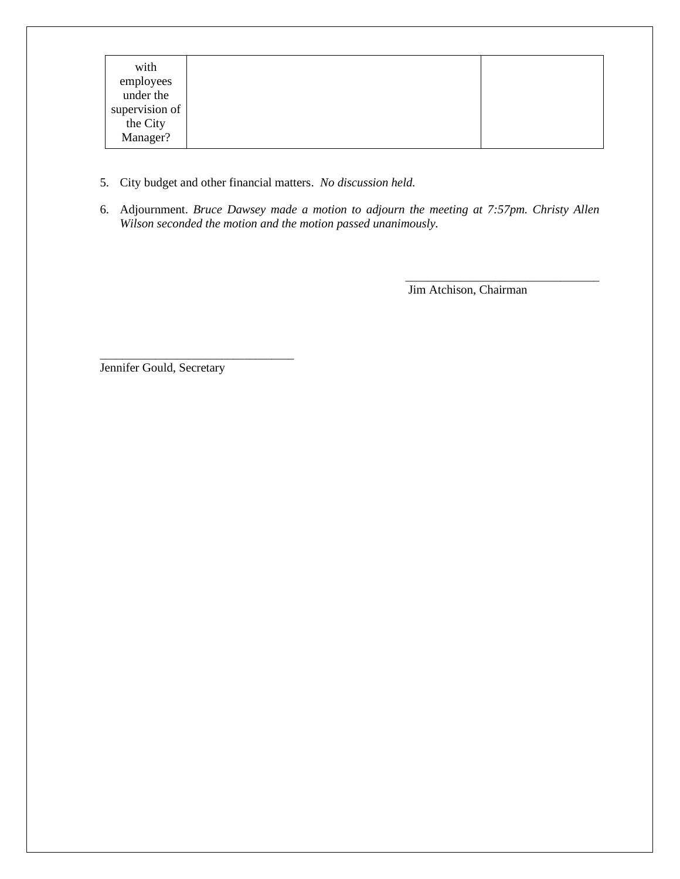| | | |
|---|---|---|
| with employees under the supervision of the City Manager? | | |

5. City budget and other financial matters. *No discussion held.*

6. Adjournment. *Bruce Dawsey made a motion to adjourn the meeting at 7:57pm. Christy Allen Wilson seconded the motion and the motion passed unanimously.*

________________________________
Jim Atchison, Chairman

________________________________
Jennifer Gould, Secretary